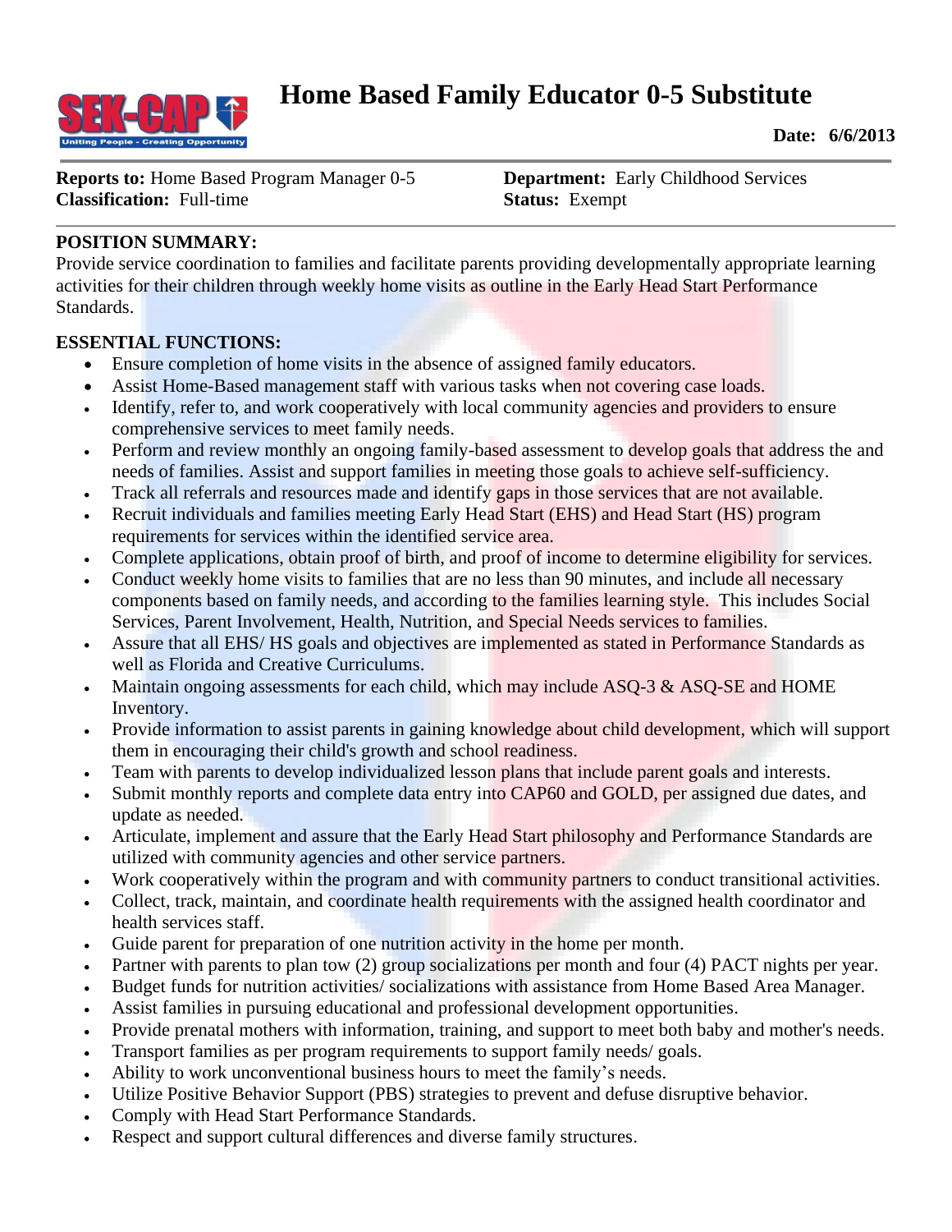# Home Based Family Educator 0-5 Substitute

**Date: 6/6/2013**

**Reports to:** Home Based Program Manager 0-5
**Classification:** Full-time

**Department:** Early Childhood Services
**Status:** Exempt

**POSITION SUMMARY:**

Provide service coordination to families and facilitate parents providing developmentally appropriate learning activities for their children through weekly home visits as outline in the Early Head Start Performance Standards.

**ESSENTIAL FUNCTIONS:**

- Ensure completion of home visits in the absence of assigned family educators.
- Assist Home-Based management staff with various tasks when not covering case loads.
- Identify, refer to, and work cooperatively with local community agencies and providers to ensure comprehensive services to meet family needs.
- Perform and review monthly an ongoing family-based assessment to develop goals that address the and needs of families. Assist and support families in meeting those goals to achieve self-sufficiency.
- Track all referrals and resources made and identify gaps in those services that are not available.
- Recruit individuals and families meeting Early Head Start (EHS) and Head Start (HS) program requirements for services within the identified service area.
- Complete applications, obtain proof of birth, and proof of income to determine eligibility for services.
- Conduct weekly home visits to families that are no less than 90 minutes, and include all necessary components based on family needs, and according to the families learning style. This includes Social Services, Parent Involvement, Health, Nutrition, and Special Needs services to families.
- Assure that all EHS/ HS goals and objectives are implemented as stated in Performance Standards as well as Florida and Creative Curriculums.
- Maintain ongoing assessments for each child, which may include ASQ-3 & ASQ-SE and HOME Inventory.
- Provide information to assist parents in gaining knowledge about child development, which will support them in encouraging their child's growth and school readiness.
- Team with parents to develop individualized lesson plans that include parent goals and interests.
- Submit monthly reports and complete data entry into CAP60 and GOLD, per assigned due dates, and update as needed.
- Articulate, implement and assure that the Early Head Start philosophy and Performance Standards are utilized with community agencies and other service partners.
- Work cooperatively within the program and with community partners to conduct transitional activities.
- Collect, track, maintain, and coordinate health requirements with the assigned health coordinator and health services staff.
- Guide parent for preparation of one nutrition activity in the home per month.
- Partner with parents to plan tow (2) group socializations per month and four (4) PACT nights per year.
- Budget funds for nutrition activities/ socializations with assistance from Home Based Area Manager.
- Assist families in pursuing educational and professional development opportunities.
- Provide prenatal mothers with information, training, and support to meet both baby and mother's needs.
- Transport families as per program requirements to support family needs/ goals.
- Ability to work unconventional business hours to meet the family's needs.
- Utilize Positive Behavior Support (PBS) strategies to prevent and defuse disruptive behavior.
- Comply with Head Start Performance Standards.
- Respect and support cultural differences and diverse family structures.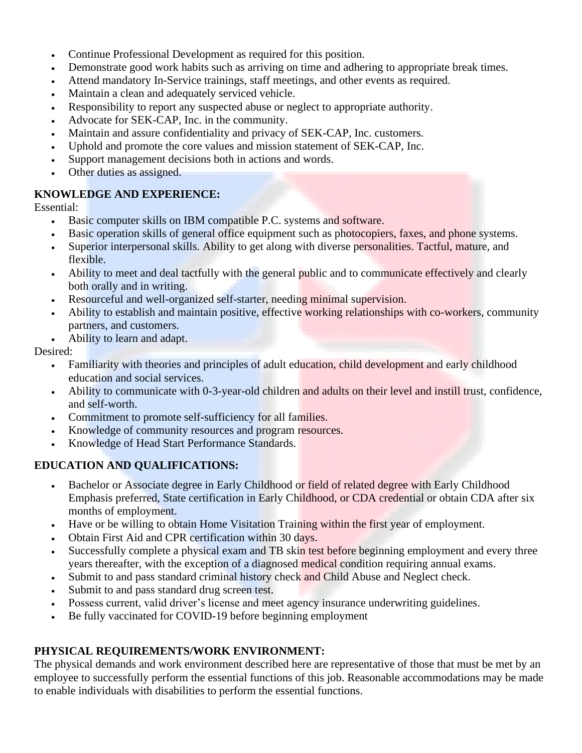- Continue Professional Development as required for this position.
- Demonstrate good work habits such as arriving on time and adhering to appropriate break times.
- Attend mandatory In-Service trainings, staff meetings, and other events as required.
- Maintain a clean and adequately serviced vehicle.
- Responsibility to report any suspected abuse or neglect to appropriate authority.
- Advocate for SEK-CAP, Inc. in the community.
- Maintain and assure confidentiality and privacy of SEK-CAP, Inc. customers.
- Uphold and promote the core values and mission statement of SEK-CAP, Inc.
- Support management decisions both in actions and words.
- Other duties as assigned.

**KNOWLEDGE AND EXPERIENCE:**

Essential:

- Basic computer skills on IBM compatible P.C. systems and software.
- Basic operation skills of general office equipment such as photocopiers, faxes, and phone systems.
- Superior interpersonal skills. Ability to get along with diverse personalities. Tactful, mature, and flexible.
- Ability to meet and deal tactfully with the general public and to communicate effectively and clearly both orally and in writing.
- Resourceful and well-organized self-starter, needing minimal supervision.
- Ability to establish and maintain positive, effective working relationships with co-workers, community partners, and customers.
- Ability to learn and adapt.

Desired:

- Familiarity with theories and principles of adult education, child development and early childhood education and social services.
- Ability to communicate with 0-3-year-old children and adults on their level and instill trust, confidence, and self-worth.
- Commitment to promote self-sufficiency for all families.
- Knowledge of community resources and program resources.
- Knowledge of Head Start Performance Standards.

**EDUCATION AND QUALIFICATIONS:**

- Bachelor or Associate degree in Early Childhood or field of related degree with Early Childhood Emphasis preferred, State certification in Early Childhood, or CDA credential or obtain CDA after six months of employment.
- Have or be willing to obtain Home Visitation Training within the first year of employment.
- Obtain First Aid and CPR certification within 30 days.
- Successfully complete a physical exam and TB skin test before beginning employment and every three years thereafter, with the exception of a diagnosed medical condition requiring annual exams.
- Submit to and pass standard criminal history check and Child Abuse and Neglect check.
- Submit to and pass standard drug screen test.
- Possess current, valid driver's license and meet agency insurance underwriting guidelines.
- Be fully vaccinated for COVID-19 before beginning employment

**PHYSICAL REQUIREMENTS/WORK ENVIRONMENT:**

The physical demands and work environment described here are representative of those that must be met by an employee to successfully perform the essential functions of this job. Reasonable accommodations may be made to enable individuals with disabilities to perform the essential functions.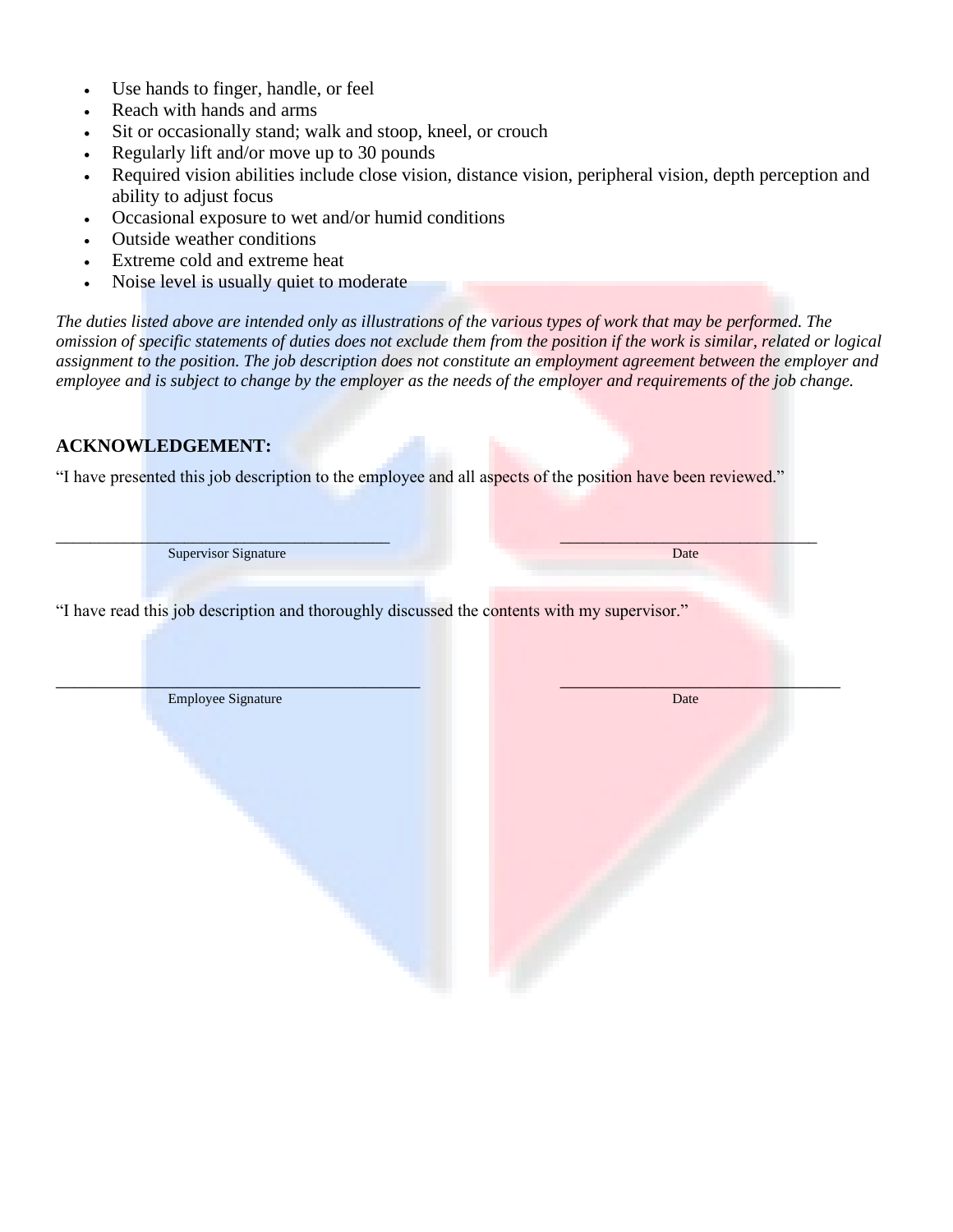- Use hands to finger, handle, or feel
- Reach with hands and arms
- Sit or occasionally stand; walk and stoop, kneel, or crouch
- Regularly lift and/or move up to 30 pounds
- Required vision abilities include close vision, distance vision, peripheral vision, depth perception and ability to adjust focus
- Occasional exposure to wet and/or humid conditions
- Outside weather conditions
- Extreme cold and extreme heat
- Noise level is usually quiet to moderate

*The duties listed above are intended only as illustrations of the various types of work that may be performed. The omission of specific statements of duties does not exclude them from the position if the work is similar, related or logical assignment to the position. The job description does not constitute an employment agreement between the employer and employee and is subject to change by the employer as the needs of the employer and requirements of the job change.*

## ACKNOWLEDGEMENT:

"I have presented this job description to the employee and all aspects of the position have been reviewed."

_______________________________________ _______________________________

Supervisor Signature Date

"I have read this job description and thoroughly discussed the contents with my supervisor."

___________________________________________ _________________________________

Employee Signature Date